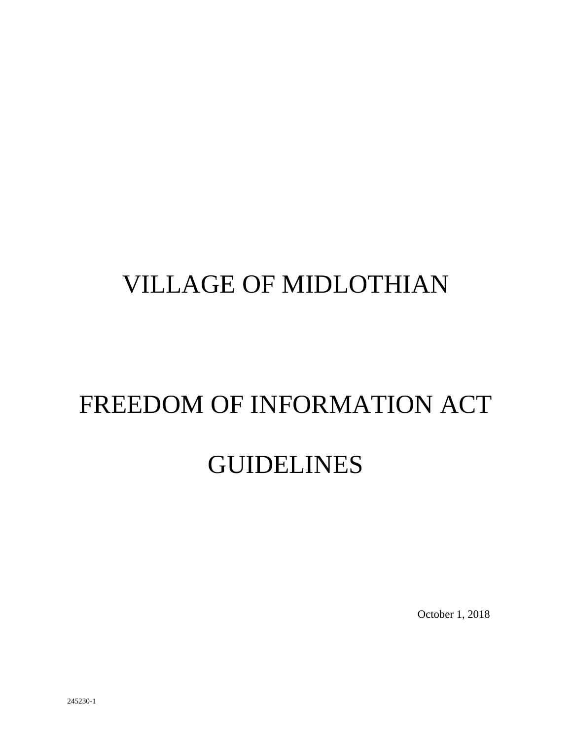# VILLAGE OF MIDLOTHIAN

# FREEDOM OF INFORMATION ACT

# GUIDELINES

October 1, 2018

245230-1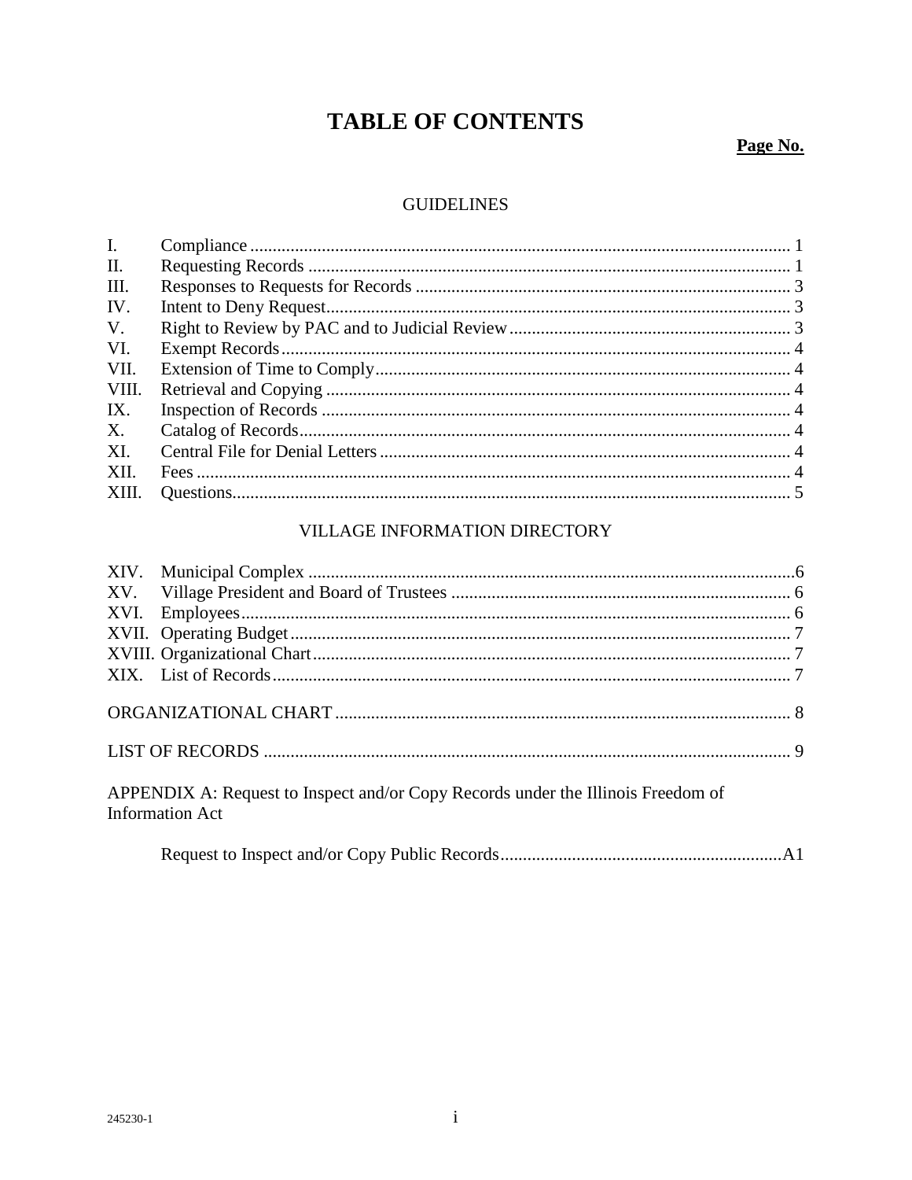# TABLE OF CONTENTS

**Page No.**

GUIDELINES

| | | |
|---|---|---|
| I. | Compliance | 1 |
| II. | Requesting Records | 1 |
| III. | Responses to Requests for Records | 3 |
| IV. | Intent to Deny Request | 3 |
| V. | Right to Review by PAC and to Judicial Review | 3 |
| VI. | Exempt Records | 4 |
| VII. | Extension of Time to Comply | 4 |
| VIII. | Retrieval and Copying | 4 |
| IX. | Inspection of Records | 4 |
| X. | Catalog of Records | 4 |
| XI. | Central File for Denial Letters | 4 |
| XII. | Fees | 4 |
| XIII. | Questions | 5 |

VILLAGE INFORMATION DIRECTORY

| | | |
|---|---|---|
| XIV. | Municipal Complex | 6 |
| XV. | Village President and Board of Trustees | 6 |
| XVI. | Employees | 6 |
| XVII. | Operating Budget | 7 |
| XVIII. | Organizational Chart | 7 |
| XIX. | List of Records | 7 |

ORGANIZATIONAL CHART ........ 8

LIST OF RECORDS ........ 9

APPENDIX A: Request to Inspect and/or Copy Records under the Illinois Freedom of Information Act

Request to Inspect and/or Copy Public Records ........ A1

245230-1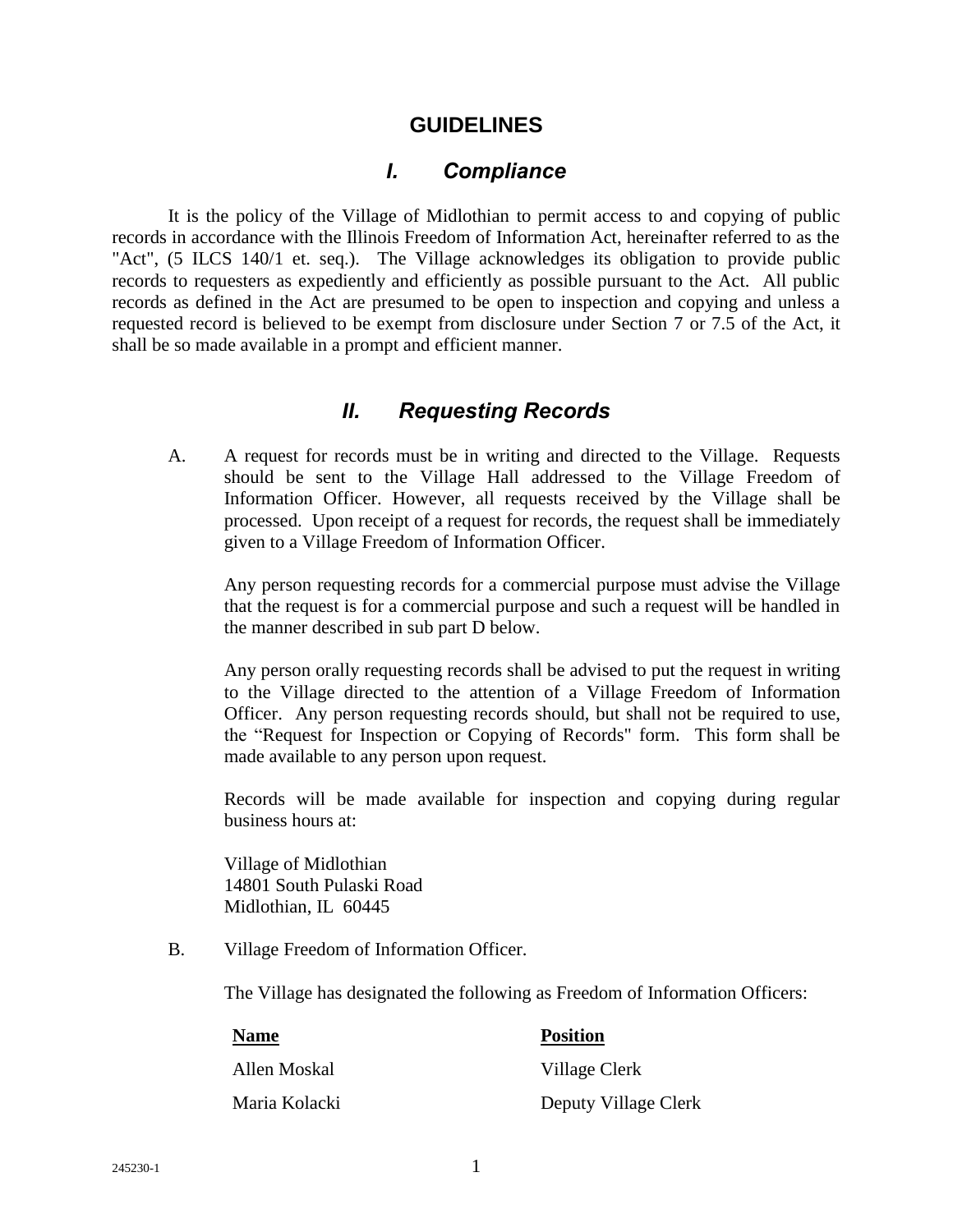# GUIDELINES

## *I. Compliance*

It is the policy of the Village of Midlothian to permit access to and copying of public records in accordance with the Illinois Freedom of Information Act, hereinafter referred to as the "Act", (5 ILCS 140/1 et. seq.). The Village acknowledges its obligation to provide public records to requesters as expediently and efficiently as possible pursuant to the Act. All public records as defined in the Act are presumed to be open to inspection and copying and unless a requested record is believed to be exempt from disclosure under Section 7 or 7.5 of the Act, it shall be so made available in a prompt and efficient manner.

## *II. Requesting Records*

A. A request for records must be in writing and directed to the Village. Requests should be sent to the Village Hall addressed to the Village Freedom of Information Officer. However, all requests received by the Village shall be processed. Upon receipt of a request for records, the request shall be immediately given to a Village Freedom of Information Officer.

Any person requesting records for a commercial purpose must advise the Village that the request is for a commercial purpose and such a request will be handled in the manner described in sub part D below.

Any person orally requesting records shall be advised to put the request in writing to the Village directed to the attention of a Village Freedom of Information Officer. Any person requesting records should, but shall not be required to use, the "Request for Inspection or Copying of Records" form. This form shall be made available to any person upon request.

Records will be made available for inspection and copying during regular business hours at:

Village of Midlothian
14801 South Pulaski Road
Midlothian, IL 60445

B. Village Freedom of Information Officer.

The Village has designated the following as Freedom of Information Officers:

| Name | Position |
|---|---|
| Allen Moskal | Village Clerk |
| Maria Kolacki | Deputy Village Clerk |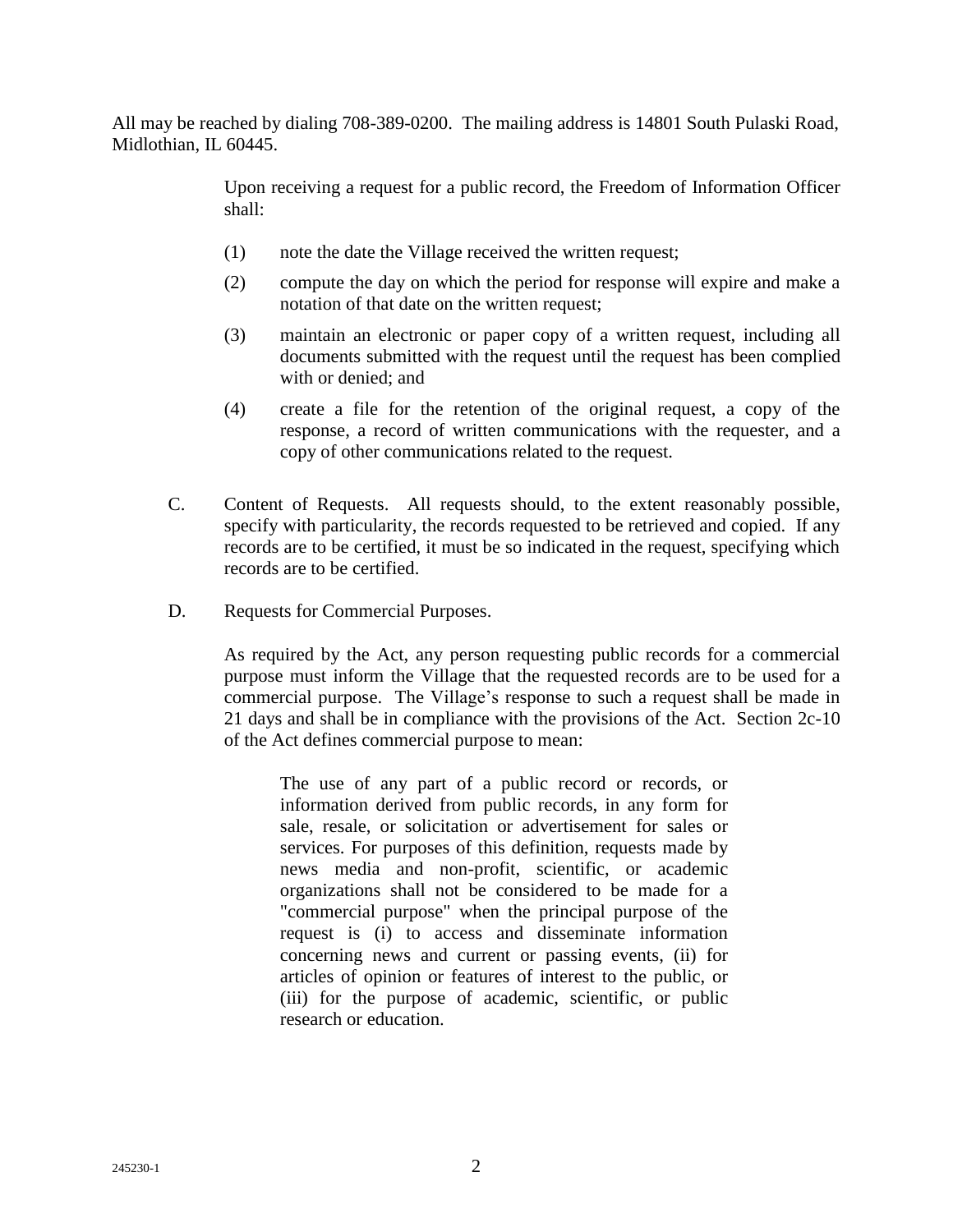All may be reached by dialing 708-389-0200. The mailing address is 14801 South Pulaski Road, Midlothian, IL 60445.

Upon receiving a request for a public record, the Freedom of Information Officer shall:

(1) note the date the Village received the written request;

(2) compute the day on which the period for response will expire and make a notation of that date on the written request;

(3) maintain an electronic or paper copy of a written request, including all documents submitted with the request until the request has been complied with or denied; and

(4) create a file for the retention of the original request, a copy of the response, a record of written communications with the requester, and a copy of other communications related to the request.

C. Content of Requests. All requests should, to the extent reasonably possible, specify with particularity, the records requested to be retrieved and copied. If any records are to be certified, it must be so indicated in the request, specifying which records are to be certified.

D. Requests for Commercial Purposes.

As required by the Act, any person requesting public records for a commercial purpose must inform the Village that the requested records are to be used for a commercial purpose. The Village's response to such a request shall be made in 21 days and shall be in compliance with the provisions of the Act. Section 2c-10 of the Act defines commercial purpose to mean:

> The use of any part of a public record or records, or information derived from public records, in any form for sale, resale, or solicitation or advertisement for sales or services. For purposes of this definition, requests made by news media and non-profit, scientific, or academic organizations shall not be considered to be made for a "commercial purpose" when the principal purpose of the request is (i) to access and disseminate information concerning news and current or passing events, (ii) for articles of opinion or features of interest to the public, or (iii) for the purpose of academic, scientific, or public research or education.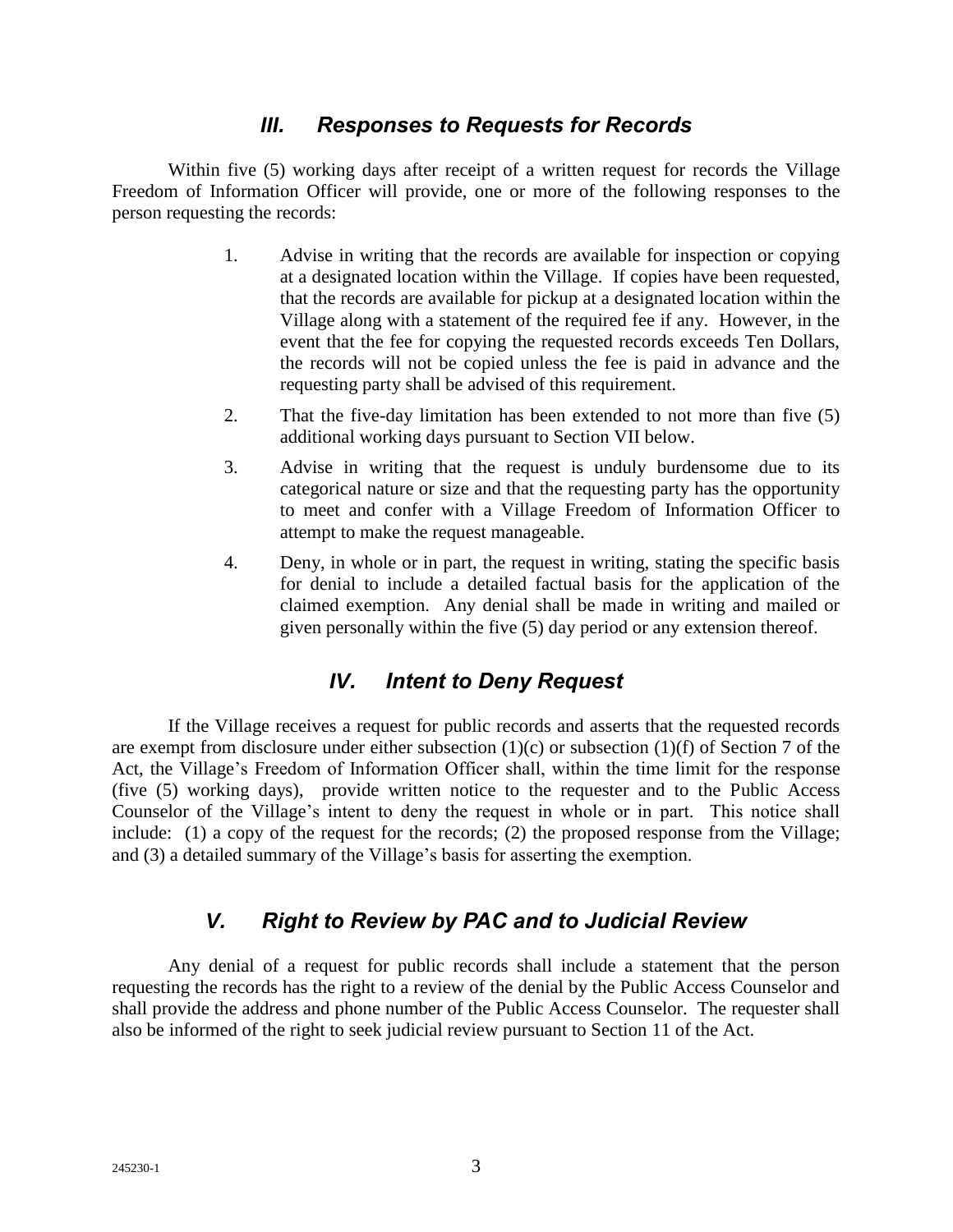## *III. Responses to Requests for Records*

Within five (5) working days after receipt of a written request for records the Village Freedom of Information Officer will provide, one or more of the following responses to the person requesting the records:

1. Advise in writing that the records are available for inspection or copying at a designated location within the Village. If copies have been requested, that the records are available for pickup at a designated location within the Village along with a statement of the required fee if any. However, in the event that the fee for copying the requested records exceeds Ten Dollars, the records will not be copied unless the fee is paid in advance and the requesting party shall be advised of this requirement.
2. That the five-day limitation has been extended to not more than five (5) additional working days pursuant to Section VII below.
3. Advise in writing that the request is unduly burdensome due to its categorical nature or size and that the requesting party has the opportunity to meet and confer with a Village Freedom of Information Officer to attempt to make the request manageable.
4. Deny, in whole or in part, the request in writing, stating the specific basis for denial to include a detailed factual basis for the application of the claimed exemption. Any denial shall be made in writing and mailed or given personally within the five (5) day period or any extension thereof.

## *IV. Intent to Deny Request*

If the Village receives a request for public records and asserts that the requested records are exempt from disclosure under either subsection (1)(c) or subsection (1)(f) of Section 7 of the Act, the Village's Freedom of Information Officer shall, within the time limit for the response (five (5) working days), provide written notice to the requester and to the Public Access Counselor of the Village's intent to deny the request in whole or in part. This notice shall include: (1) a copy of the request for the records; (2) the proposed response from the Village; and (3) a detailed summary of the Village's basis for asserting the exemption.

## *V. Right to Review by PAC and to Judicial Review*

Any denial of a request for public records shall include a statement that the person requesting the records has the right to a review of the denial by the Public Access Counselor and shall provide the address and phone number of the Public Access Counselor. The requester shall also be informed of the right to seek judicial review pursuant to Section 11 of the Act.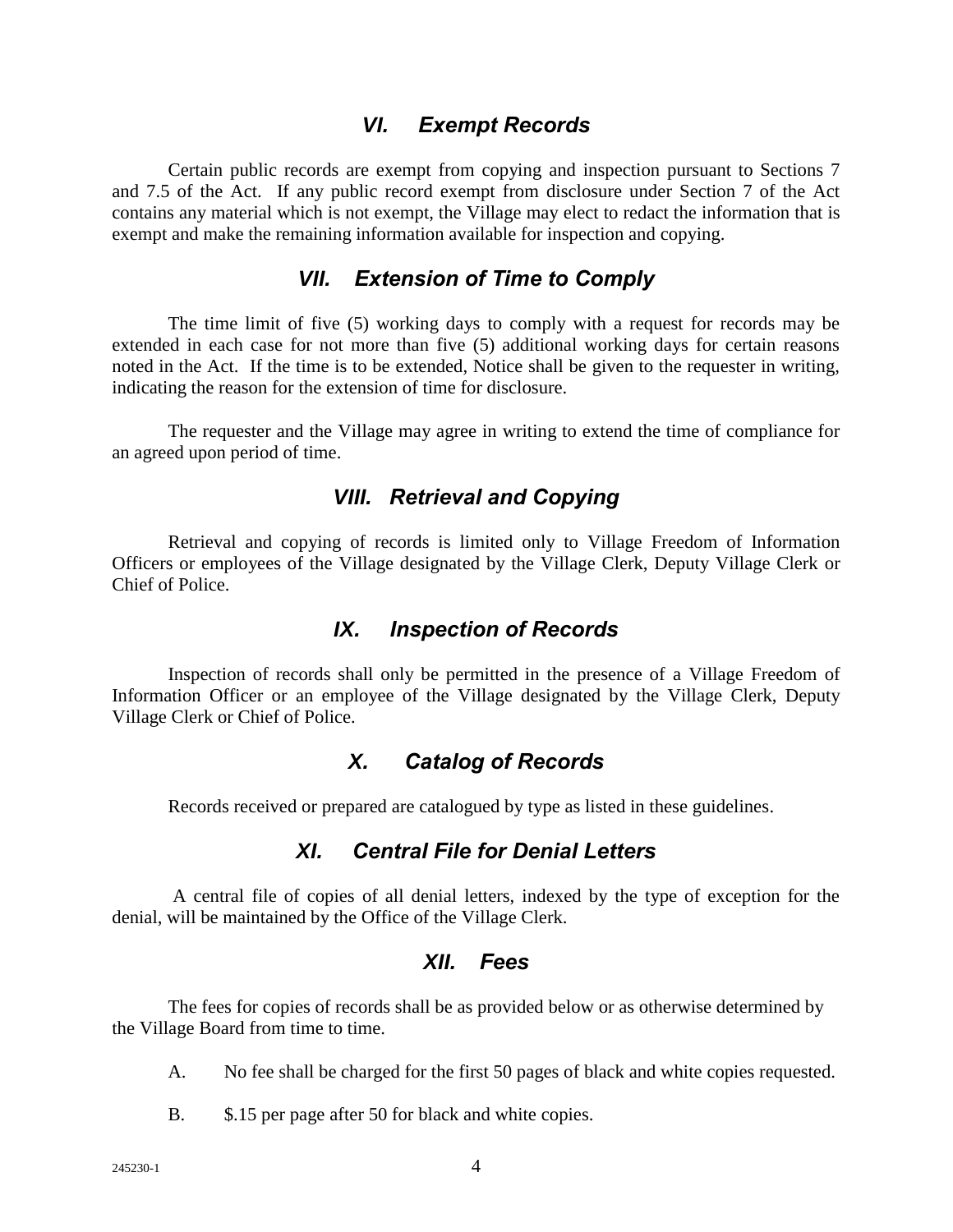## *VI. Exempt Records*

Certain public records are exempt from copying and inspection pursuant to Sections 7 and 7.5 of the Act. If any public record exempt from disclosure under Section 7 of the Act contains any material which is not exempt, the Village may elect to redact the information that is exempt and make the remaining information available for inspection and copying.

## *VII. Extension of Time to Comply*

The time limit of five (5) working days to comply with a request for records may be extended in each case for not more than five (5) additional working days for certain reasons noted in the Act. If the time is to be extended, Notice shall be given to the requester in writing, indicating the reason for the extension of time for disclosure.

The requester and the Village may agree in writing to extend the time of compliance for an agreed upon period of time.

## *VIII. Retrieval and Copying*

Retrieval and copying of records is limited only to Village Freedom of Information Officers or employees of the Village designated by the Village Clerk, Deputy Village Clerk or Chief of Police.

## *IX. Inspection of Records*

Inspection of records shall only be permitted in the presence of a Village Freedom of Information Officer or an employee of the Village designated by the Village Clerk, Deputy Village Clerk or Chief of Police.

## *X. Catalog of Records*

Records received or prepared are catalogued by type as listed in these guidelines.

## *XI. Central File for Denial Letters*

A central file of copies of all denial letters, indexed by the type of exception for the denial, will be maintained by the Office of the Village Clerk.

## *XII. Fees*

The fees for copies of records shall be as provided below or as otherwise determined by the Village Board from time to time.

A. No fee shall be charged for the first 50 pages of black and white copies requested.

B. $.15 per page after 50 for black and white copies.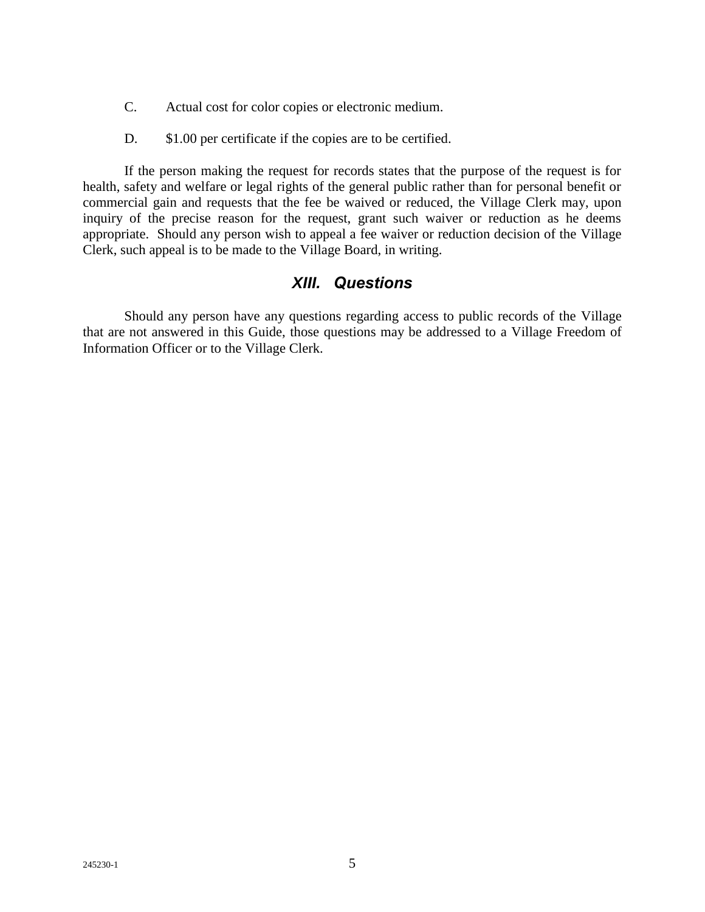C. Actual cost for color copies or electronic medium.

D. $1.00 per certificate if the copies are to be certified.

If the person making the request for records states that the purpose of the request is for health, safety and welfare or legal rights of the general public rather than for personal benefit or commercial gain and requests that the fee be waived or reduced, the Village Clerk may, upon inquiry of the precise reason for the request, grant such waiver or reduction as he deems appropriate. Should any person wish to appeal a fee waiver or reduction decision of the Village Clerk, such appeal is to be made to the Village Board, in writing.

## *XIII. Questions*

Should any person have any questions regarding access to public records of the Village that are not answered in this Guide, those questions may be addressed to a Village Freedom of Information Officer or to the Village Clerk.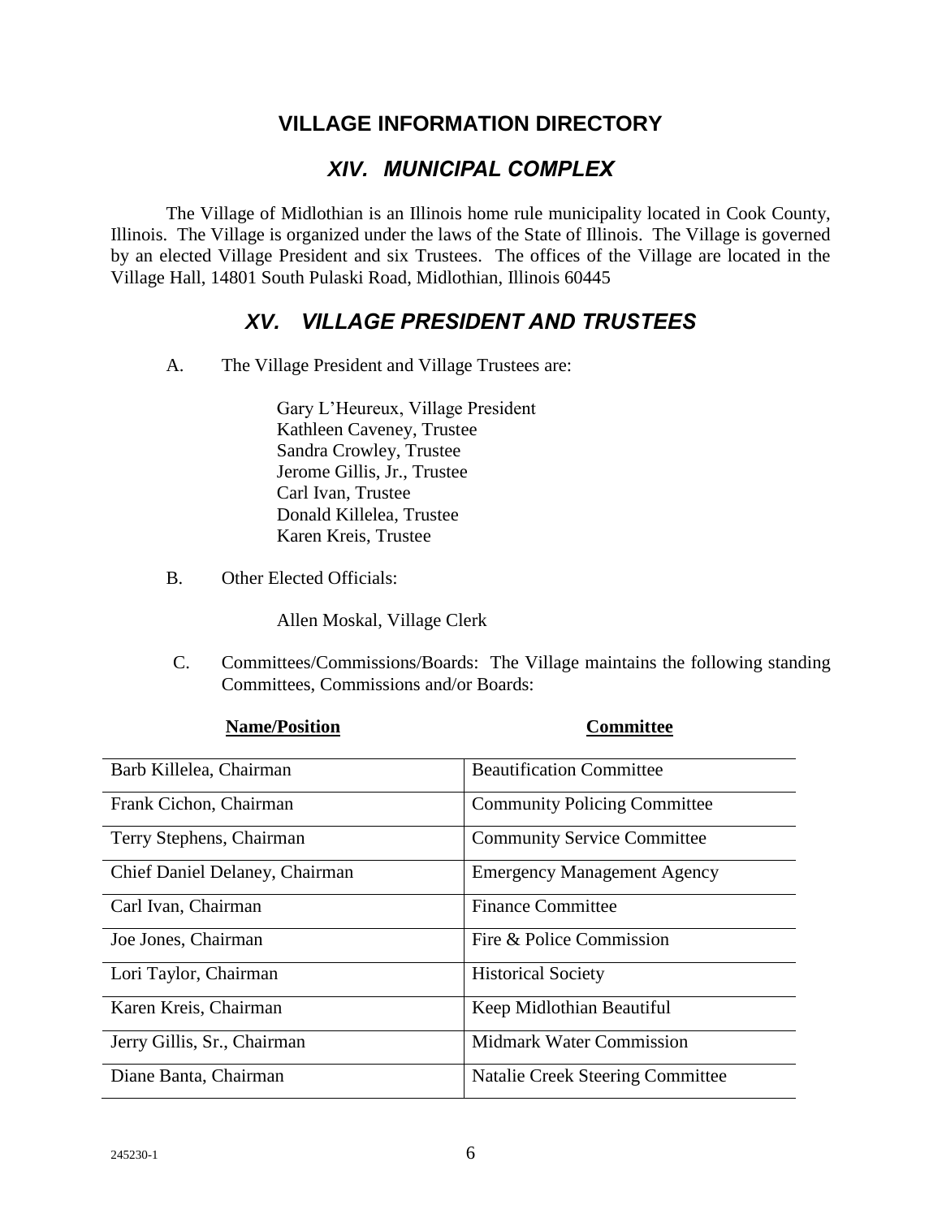# VILLAGE INFORMATION DIRECTORY

## *XIV. MUNICIPAL COMPLEX*

The Village of Midlothian is an Illinois home rule municipality located in Cook County, Illinois. The Village is organized under the laws of the State of Illinois. The Village is governed by an elected Village President and six Trustees. The offices of the Village are located in the Village Hall, 14801 South Pulaski Road, Midlothian, Illinois 60445

## *XV. VILLAGE PRESIDENT AND TRUSTEES*

A. The Village President and Village Trustees are:

Gary L'Heureux, Village President
Kathleen Caveney, Trustee
Sandra Crowley, Trustee
Jerome Gillis, Jr., Trustee
Carl Ivan, Trustee
Donald Killelea, Trustee
Karen Kreis, Trustee

B. Other Elected Officials:

Allen Moskal, Village Clerk

C. Committees/Commissions/Boards: The Village maintains the following standing Committees, Commissions and/or Boards:

| **Name/Position** | **Committee** |
|---|---|
| Barb Killelea, Chairman | Beautification Committee |
| Frank Cichon, Chairman | Community Policing Committee |
| Terry Stephens, Chairman | Community Service Committee |
| Chief Daniel Delaney, Chairman | Emergency Management Agency |
| Carl Ivan, Chairman | Finance Committee |
| Joe Jones, Chairman | Fire & Police Commission |
| Lori Taylor, Chairman | Historical Society |
| Karen Kreis, Chairman | Keep Midlothian Beautiful |
| Jerry Gillis, Sr., Chairman | Midmark Water Commission |
| Diane Banta, Chairman | Natalie Creek Steering Committee |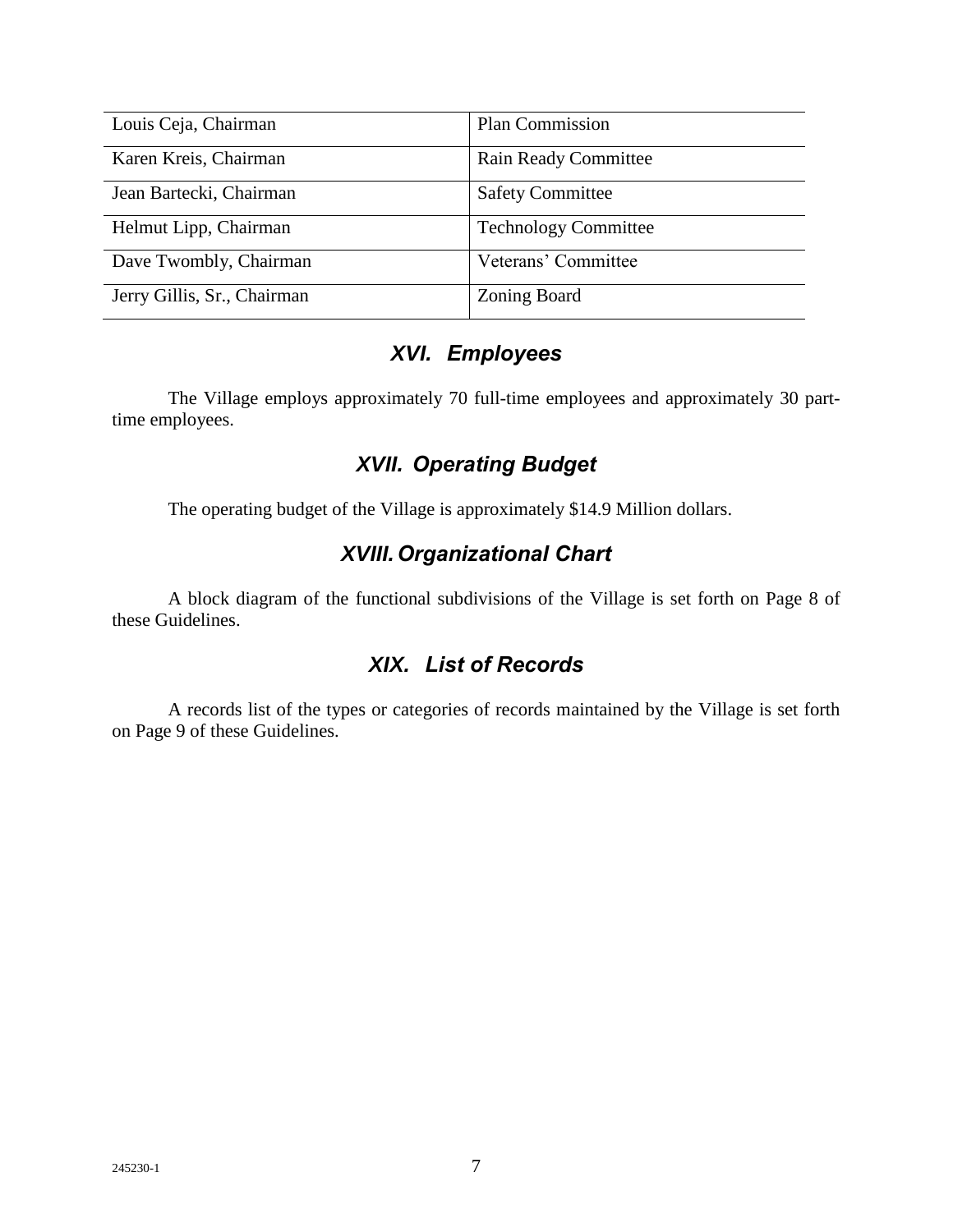| Louis Ceja, Chairman | Plan Commission |
|---|---|
| Karen Kreis, Chairman | Rain Ready Committee |
| Jean Bartecki, Chairman | Safety Committee |
| Helmut Lipp, Chairman | Technology Committee |
| Dave Twombly, Chairman | Veterans' Committee |
| Jerry Gillis, Sr., Chairman | Zoning Board |

## *XVI. Employees*

The Village employs approximately 70 full-time employees and approximately 30 part-time employees.

## *XVII. Operating Budget*

The operating budget of the Village is approximately $14.9 Million dollars.

## *XVIII. Organizational Chart*

A block diagram of the functional subdivisions of the Village is set forth on Page 8 of these Guidelines.

## *XIX. List of Records*

A records list of the types or categories of records maintained by the Village is set forth on Page 9 of these Guidelines.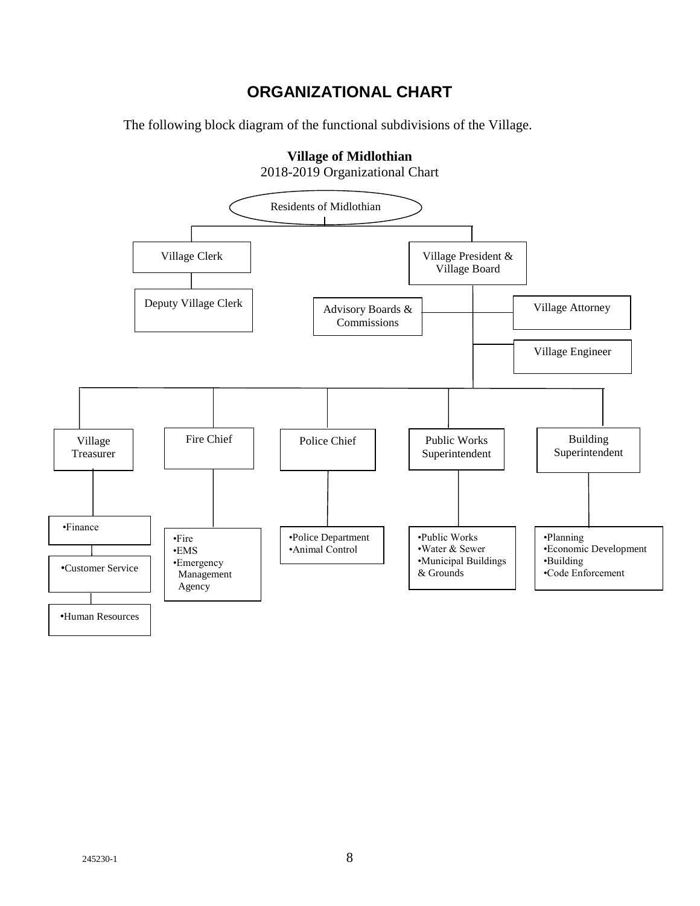# ORGANIZATIONAL CHART

The following block diagram of the functional subdivisions of the Village.

**Village of Midlothian**
2018-2019 Organizational Chart

- Residents of Midlothian
  - Village Clerk
    - Deputy Village Clerk
  - Village President & Village Board
    - Advisory Boards & Commissions
    - Village Attorney
    - Village Engineer
    - Village Treasurer
      - •Finance
      - •Customer Service
      - •Human Resources
    - Fire Chief
      - •Fire
      - •EMS
      - •Emergency Management Agency
    - Police Chief
      - •Police Department
      - •Animal Control
    - Public Works Superintendent
      - •Public Works
      - •Water & Sewer
      - •Municipal Buildings & Grounds
    - Building Superintendent
      - •Planning
      - •Economic Development
      - •Building
      - •Code Enforcement

245230-1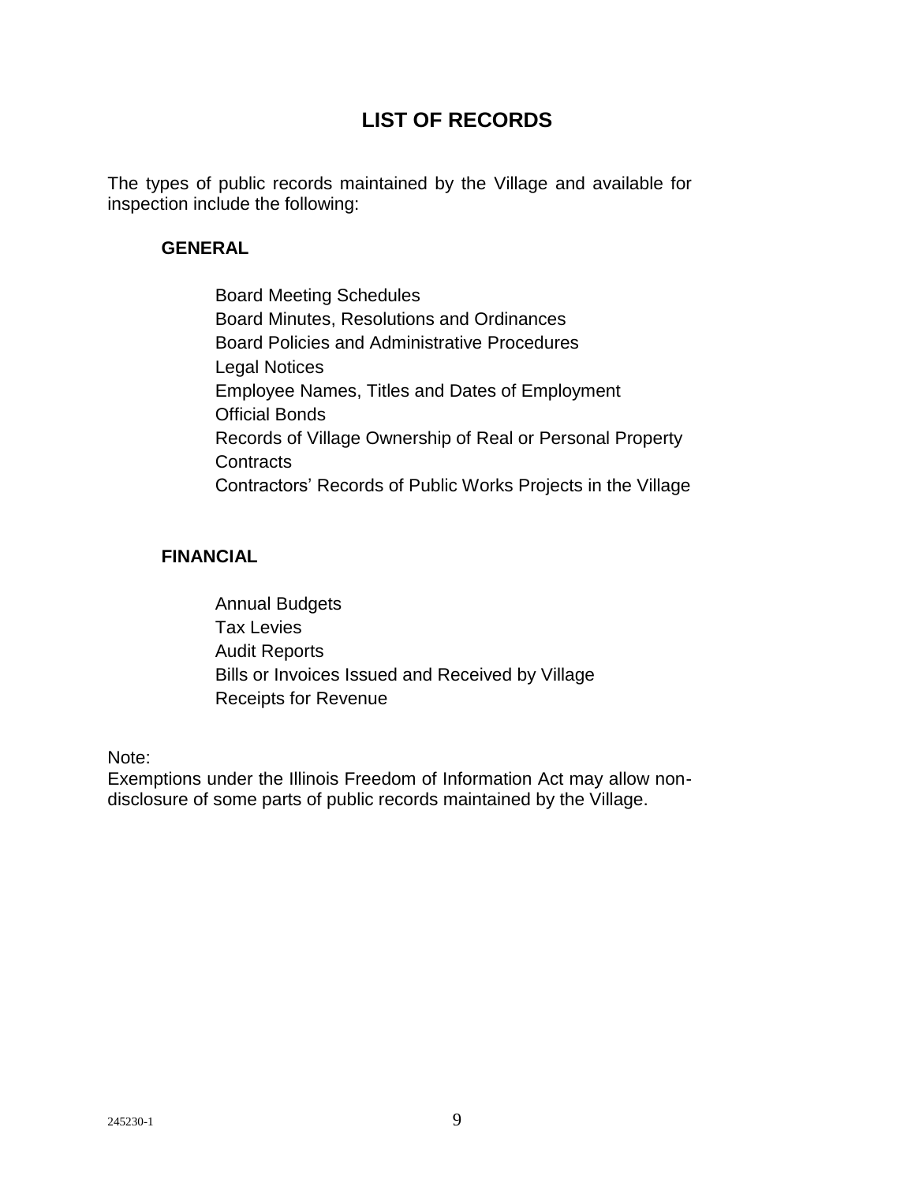# LIST OF RECORDS

The types of public records maintained by the Village and available for inspection include the following:

### GENERAL

- Board Meeting Schedules
- Board Minutes, Resolutions and Ordinances
- Board Policies and Administrative Procedures
- Legal Notices
- Employee Names, Titles and Dates of Employment
- Official Bonds
- Records of Village Ownership of Real or Personal Property
- Contracts
- Contractors' Records of Public Works Projects in the Village

### FINANCIAL

- Annual Budgets
- Tax Levies
- Audit Reports
- Bills or Invoices Issued and Received by Village
- Receipts for Revenue

Note:
Exemptions under the Illinois Freedom of Information Act may allow non-disclosure of some parts of public records maintained by the Village.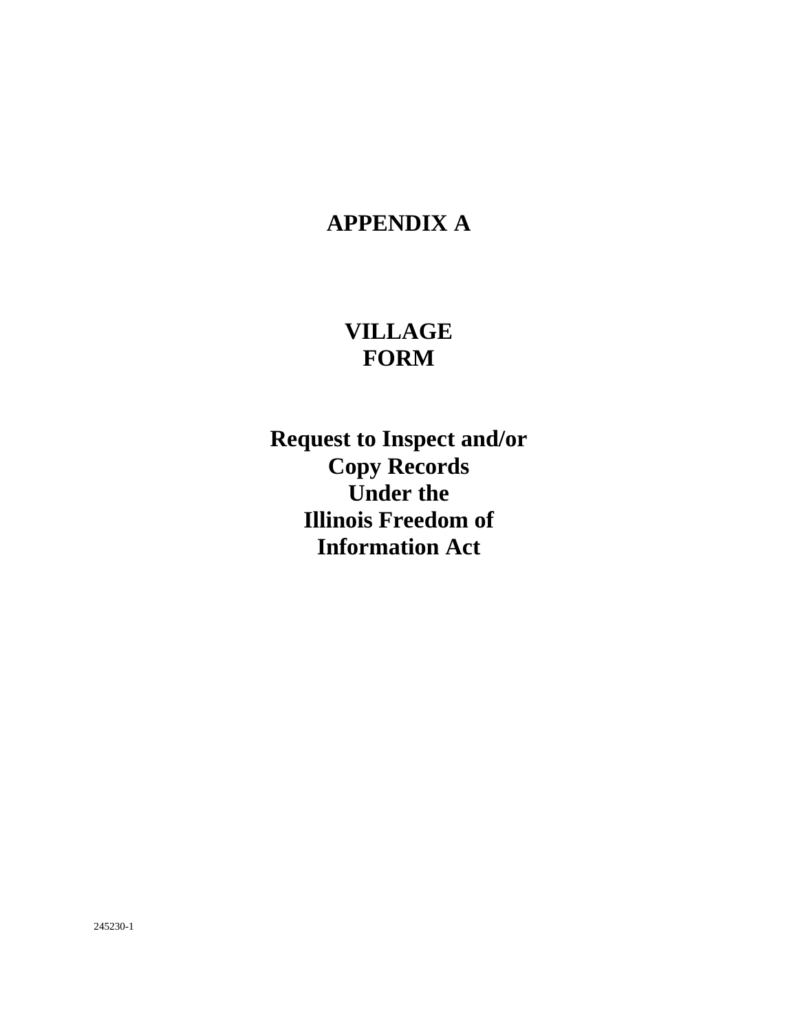# APPENDIX A

## VILLAGE FORM

## Request to Inspect and/or Copy Records Under the Illinois Freedom of Information Act

245230-1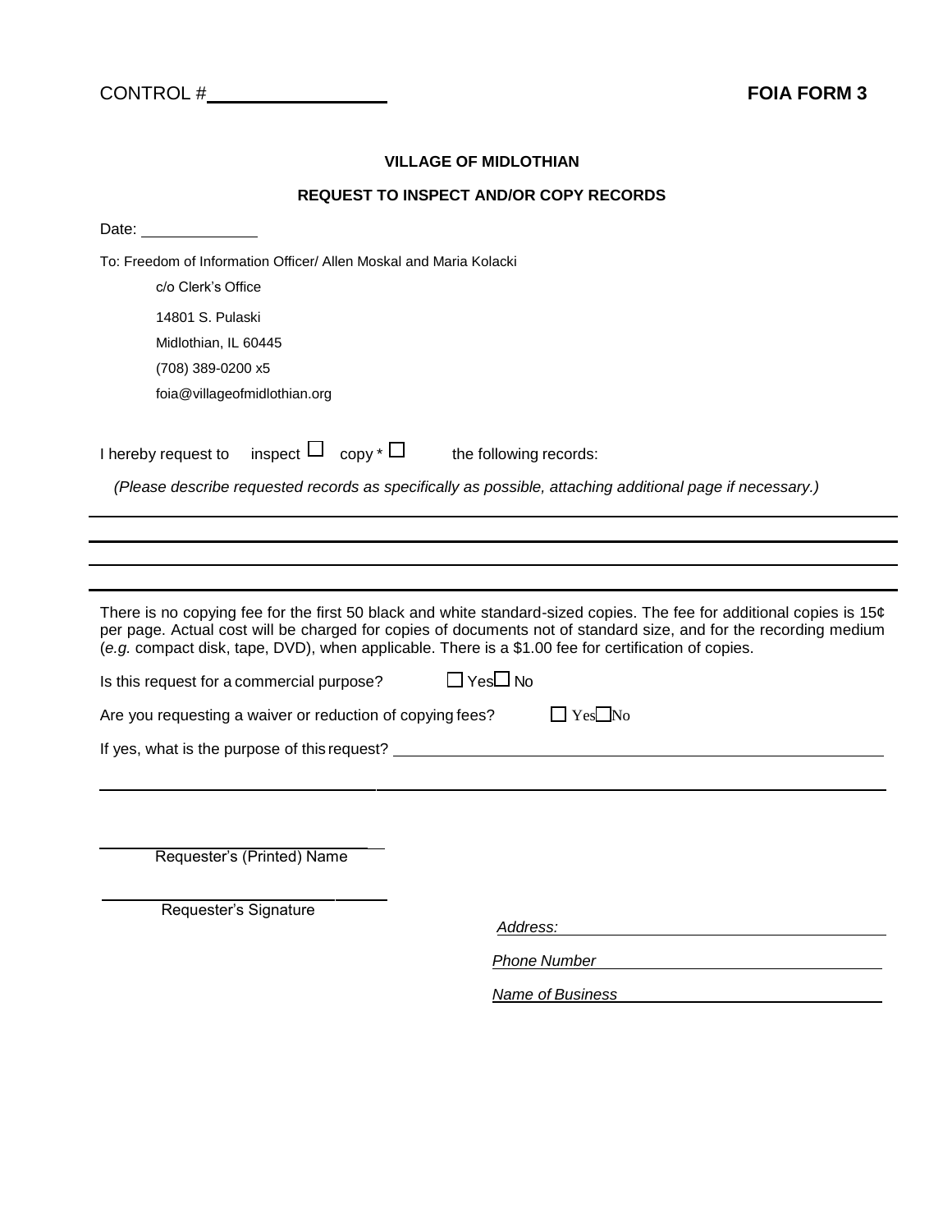CONTROL #\_\_\_\_\_\_\_\_\_\_\_\_\_\_\_\_ **FOIA FORM 3**

**VILLAGE OF MIDLOTHIAN**

**REQUEST TO INSPECT AND/OR COPY RECORDS**

Date: \_\_\_\_\_\_\_\_\_\_\_\_

To: Freedom of Information Officer/ Allen Moskal and Maria Kolacki

c/o Clerk's Office

14801 S. Pulaski

Midlothian, IL 60445

(708) 389-0200 x5

foia@villageofmidlothian.org

I hereby request to inspect ☐ copy * ☐ the following records:

*(Please describe requested records as specifically as possible, attaching additional page if necessary.)*

\_\_\_\_\_\_\_\_\_\_\_\_\_\_\_\_\_\_\_\_\_\_\_\_\_\_\_\_\_\_\_\_\_\_\_\_\_\_\_\_\_\_\_\_\_\_\_\_\_\_\_\_\_\_\_\_\_\_\_\_

\_\_\_\_\_\_\_\_\_\_\_\_\_\_\_\_\_\_\_\_\_\_\_\_\_\_\_\_\_\_\_\_\_\_\_\_\_\_\_\_\_\_\_\_\_\_\_\_\_\_\_\_\_\_\_\_\_\_\_\_

\_\_\_\_\_\_\_\_\_\_\_\_\_\_\_\_\_\_\_\_\_\_\_\_\_\_\_\_\_\_\_\_\_\_\_\_\_\_\_\_\_\_\_\_\_\_\_\_\_\_\_\_\_\_\_\_\_\_\_\_

\_\_\_\_\_\_\_\_\_\_\_\_\_\_\_\_\_\_\_\_\_\_\_\_\_\_\_\_\_\_\_\_\_\_\_\_\_\_\_\_\_\_\_\_\_\_\_\_\_\_\_\_\_\_\_\_\_\_\_\_

There is no copying fee for the first 50 black and white standard-sized copies. The fee for additional copies is 15¢ per page. Actual cost will be charged for copies of documents not of standard size, and for the recording medium (*e.g.* compact disk, tape, DVD), when applicable. There is a $1.00 fee for certification of copies.

Is this request for a commercial purpose? ☐ Yes ☐ No

Are you requesting a waiver or reduction of copying fees? ☐ Yes ☐ No

If yes, what is the purpose of this request? \_\_\_\_\_\_\_\_\_\_\_\_\_\_\_\_\_\_\_\_\_\_\_\_\_\_\_\_\_\_\_\_

\_\_\_\_\_\_\_\_\_\_\_\_\_\_\_\_\_\_\_\_\_\_\_\_\_\_\_\_\_\_\_\_\_\_\_\_\_\_\_\_\_\_\_\_\_\_\_\_\_\_\_\_\_\_\_\_\_\_\_\_

\_\_\_\_\_\_\_\_\_\_\_\_\_\_\_\_\_\_\_\_\_\_\_\_\_\_

Requester's (Printed) Name

\_\_\_\_\_\_\_\_\_\_\_\_\_\_\_\_\_\_\_\_\_\_\_\_\_\_

Requester's Signature

*Address:* \_\_\_\_\_\_\_\_\_\_\_\_\_\_\_\_\_\_\_\_\_\_\_\_\_\_

*Phone Number* \_\_\_\_\_\_\_\_\_\_\_\_\_\_\_\_\_\_\_\_\_\_\_\_\_\_

*Name of Business* \_\_\_\_\_\_\_\_\_\_\_\_\_\_\_\_\_\_\_\_\_\_\_\_\_\_